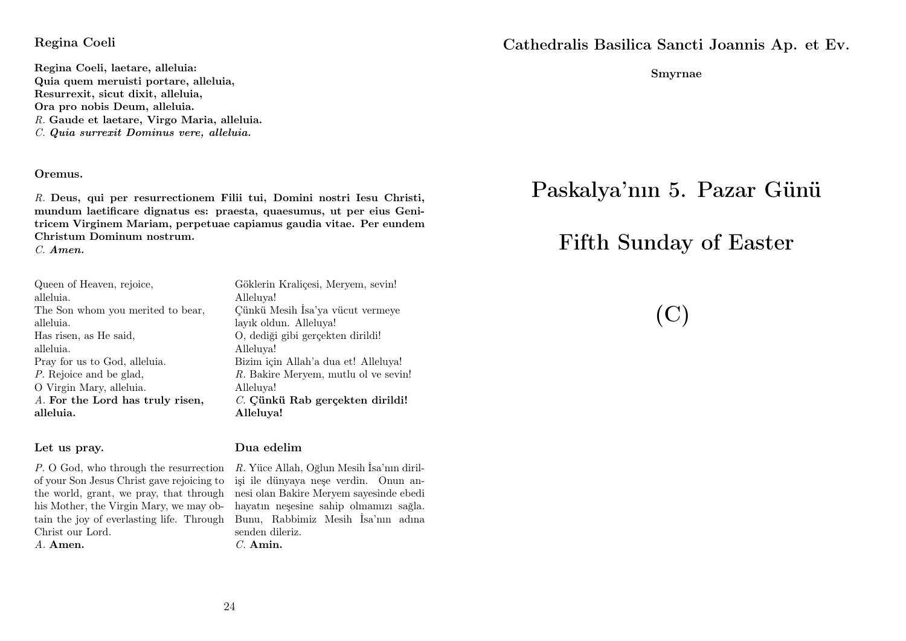**Regina Coeli**

**Regina Coeli, laetare, alleluia:**
**Quia quem meruisti portare, alleluia,**
**Resurrexit, sicut dixit, alleluia,**
**Ora pro nobis Deum, alleluia.**
*R.* **Gaude et laetare, Virgo Maria, alleluia.**
*C.* ***Quia surrexit Dominus vere, alleluia.***

**Oremus.**

*R.* **Deus, qui per resurrectionem Filii tui, Domini nostri Iesu Christi, mundum laetificare dignatus es: praesta, quaesumus, ut per eius Genitricem Virginem Mariam, perpetuae capiamus gaudia vitae. Per eundem Christum Dominum nostrum.**
*C.* ***Amen.***

Queen of Heaven, rejoice,
alleluia.
The Son whom you merited to bear,
alleluia.
Has risen, as He said,
alleluia.
Pray for us to God, alleluia.
*P.* Rejoice and be glad,
O Virgin Mary, alleluia.
*A.* **For the Lord has truly risen, alleluia.**

Göklerin Kraliçesi, Meryem, sevin!
Alleluya!
Çünkü Mesih İsa'ya vücut vermeye
layık oldun. Alleluya!
O, dediği gibi gerçekten dirildi!
Alleluya!
Bizim için Allah'a dua et! Alleluya!
*R.* Bakire Meryem, mutlu ol ve sevin!
Alleluya!
*C.* **Çünkü Rab gerçekten dirildi! Alleluya!**

**Let us pray.**

*P.* O God, who through the resurrection of your Son Jesus Christ gave rejoicing to the world, grant, we pray, that through his Mother, the Virgin Mary, we may obtain the joy of everlasting life. Through Christ our Lord.
*A.* **Amen.**

**Dua edelim**

*R.* Yüce Allah, Oğlun Mesih İsa'nın dirilişi ile dünyaya neşe verdin. Onun annesi olan Bakire Meryem sayesinde ebedi hayatın neşesine sahip olmamızı sağla. Bunu, Rabbimiz Mesih İsa'nın adına senden dileriz.
*C.* **Amin.**

**Cathedralis Basilica Sancti Joannis Ap. et Ev.**

**Smyrnae**

# Paskalya'nın 5. Pazar Günü

# Fifth Sunday of Easter

# (C)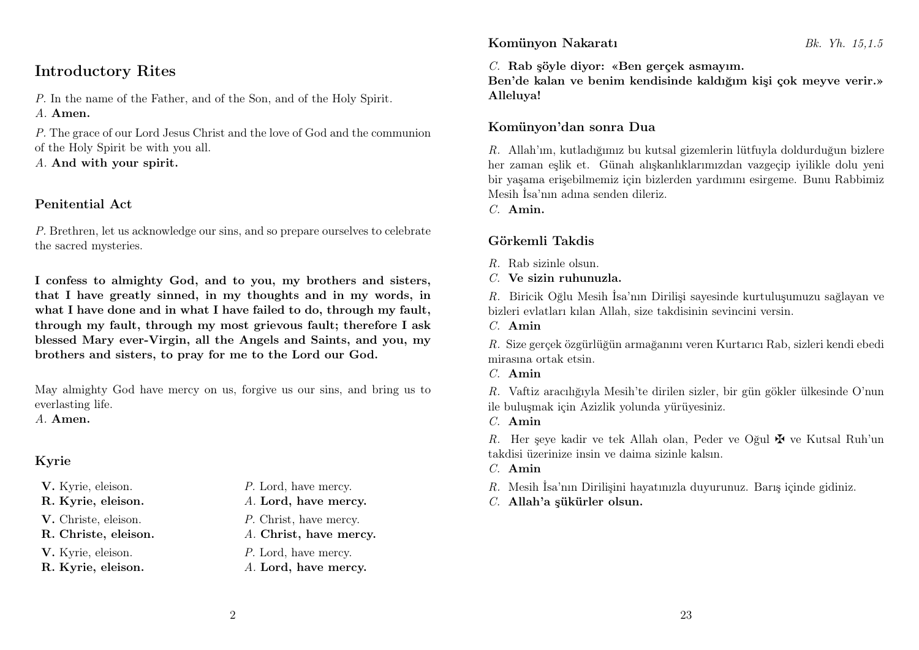## Introductory Rites

*P.* In the name of the Father, and of the Son, and of the Holy Spirit.
*A.* **Amen.**

*P.* The grace of our Lord Jesus Christ and the love of God and the communion of the Holy Spirit be with you all.
*A.* **And with your spirit.**

### Penitential Act

*P.* Brethren, let us acknowledge our sins, and so prepare ourselves to celebrate the sacred mysteries.

**I confess to almighty God, and to you, my brothers and sisters, that I have greatly sinned, in my thoughts and in my words, in what I have done and in what I have failed to do, through my fault, through my fault, through my most grievous fault; therefore I ask blessed Mary ever-Virgin, all the Angels and Saints, and you, my brothers and sisters, to pray for me to the Lord our God.**

May almighty God have mercy on us, forgive us our sins, and bring us to everlasting life.
*A.* **Amen.**

### Kyrie

| | |
|---|---|
| **V.** Kyrie, eleison. | *P.* Lord, have mercy. |
| **R. Kyrie, eleison.** | *A.* **Lord, have mercy.** |
| **V.** Christe, eleison. | *P.* Christ, have mercy. |
| **R. Christe, eleison.** | *A.* **Christ, have mercy.** |
| **V.** Kyrie, eleison. | *P.* Lord, have mercy. |
| **R. Kyrie, eleison.** | *A.* **Lord, have mercy.** |

### Komünyon Nakaratı

*Bk. Yh. 15,1.5*

*C.* **Rab şöyle diyor: «Ben gerçek asmayım. Ben'de kalan ve benim kendisinde kaldığım kişi çok meyve verir.» Alleluya!**

### Komünyon'dan sonra Dua

*R.* Allah'ım, kutladığımız bu kutsal gizemlerin lütfuyla doldurduğun bizlere her zaman eşlik et. Günah alışkanlıklarımızdan vazgeçip iyilikle dolu yeni bir yaşama erişebilmemiz için bizlerden yardımını esirgeme. Bunu Rabbimiz Mesih İsa'nın adına senden dileriz.
*C.* **Amin.**

### Görkemli Takdis

*R.* Rab sizinle olsun.
*C.* **Ve sizin ruhunuzla.**

*R.* Biricik Oğlu Mesih İsa'nın Dirilişi sayesinde kurtuluşumuzu sağlayan ve bizleri evlatları kılan Allah, size takdisinin sevincini versin.
*C.* **Amin**

*R.* Size gerçek özgürlüğün armağanını veren Kurtarıcı Rab, sizleri kendi ebedi mirasına ortak etsin.
*C.* **Amin**

*R.* Vaftiz aracılığıyla Mesih'te dirilen sizler, bir gün gökler ülkesinde O'nun ile buluşmak için Azizlik yolunda yürüyesiniz.
*C.* **Amin**

*R.* Her şeye kadir ve tek Allah olan, Peder ve Oğul ✠ ve Kutsal Ruh'un takdisi üzerinize insin ve daima sizinle kalsın.
*C.* **Amin**

*R.* Mesih İsa'nın Dirilişini hayatınızla duyurunuz. Barış içinde gidiniz.
*C.* **Allah'a şükürler olsun.**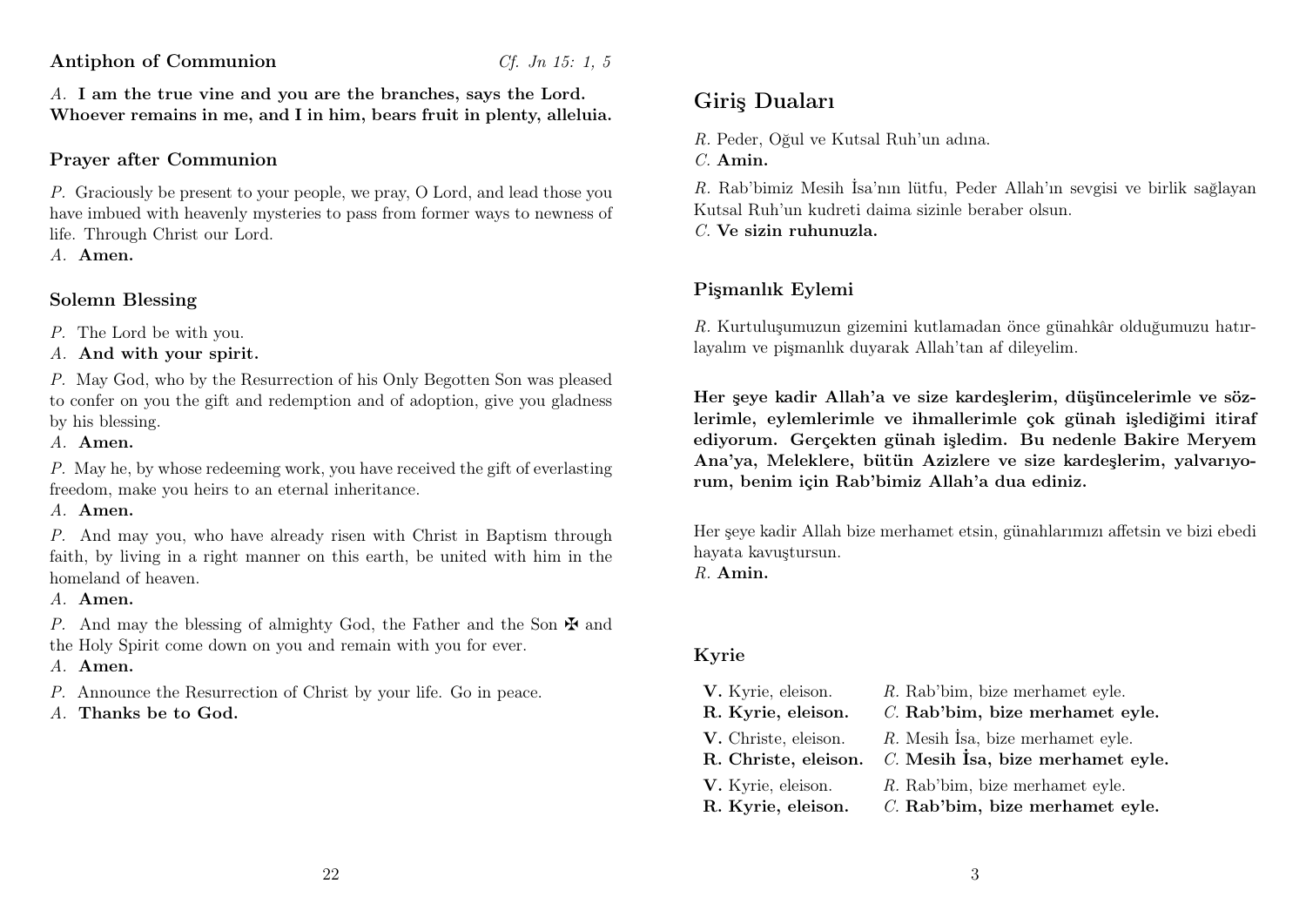### Antiphon of Communion

*Cf. Jn 15: 1, 5*

*A.* **I am the true vine and you are the branches, says the Lord. Whoever remains in me, and I in him, bears fruit in plenty, alleluia.**

### Prayer after Communion

*P.* Graciously be present to your people, we pray, O Lord, and lead those you have imbued with heavenly mysteries to pass from former ways to newness of life. Through Christ our Lord.
*A.* **Amen.**

### Solemn Blessing

*P.* The Lord be with you.
*A.* **And with your spirit.**

*P.* May God, who by the Resurrection of his Only Begotten Son was pleased to confer on you the gift and redemption and of adoption, give you gladness by his blessing.
*A.* **Amen.**

*P.* May he, by whose redeeming work, you have received the gift of everlasting freedom, make you heirs to an eternal inheritance.
*A.* **Amen.**

*P.* And may you, who have already risen with Christ in Baptism through faith, by living in a right manner on this earth, be united with him in the homeland of heaven.
*A.* **Amen.**

*P.* And may the blessing of almighty God, the Father and the Son ✠ and the Holy Spirit come down on you and remain with you for ever.
*A.* **Amen.**

*P.* Announce the Resurrection of Christ by your life. Go in peace.
*A.* **Thanks be to God.**

## Giriş Duaları

*R.* Peder, Oğul ve Kutsal Ruh'un adına.
*C.* **Amin.**

*R.* Rab'bimiz Mesih İsa'nın lütfu, Peder Allah'ın sevgisi ve birlik sağlayan Kutsal Ruh'un kudreti daima sizinle beraber olsun.
*C.* **Ve sizin ruhunuzla.**

### Pişmanlık Eylemi

*R.* Kurtuluşumuzun gizemini kutlamadan önce günahkâr olduğumuzu hatırlayalım ve pişmanlık duyarak Allah'tan af dileyelim.

**Her şeye kadir Allah'a ve size kardeşlerim, düşüncelerimle ve sözlerimle, eylemlerimle ve ihmallerimle çok günah işlediğimi itiraf ediyorum. Gerçekten günah işledim. Bu nedenle Bakire Meryem Ana'ya, Meleklere, bütün Azizlere ve size kardeşlerim, yalvarıyorum, benim için Rab'bimiz Allah'a dua ediniz.**

Her şeye kadir Allah bize merhamet etsin, günahlarımızı affetsin ve bizi ebedi hayata kavuştursun.
*R.* **Amin.**

### Kyrie

| | |
|---|---|
| **V.** Kyrie, eleison. | *R.* Rab'bim, bize merhamet eyle. |
| **R. Kyrie, eleison.** | *C.* **Rab'bim, bize merhamet eyle.** |
| **V.** Christe, eleison. | *R.* Mesih İsa, bize merhamet eyle. |
| **R. Christe, eleison.** | *C.* **Mesih İsa, bize merhamet eyle.** |
| **V.** Kyrie, eleison. | *R.* Rab'bim, bize merhamet eyle. |
| **R. Kyrie, eleison.** | *C.* **Rab'bim, bize merhamet eyle.** |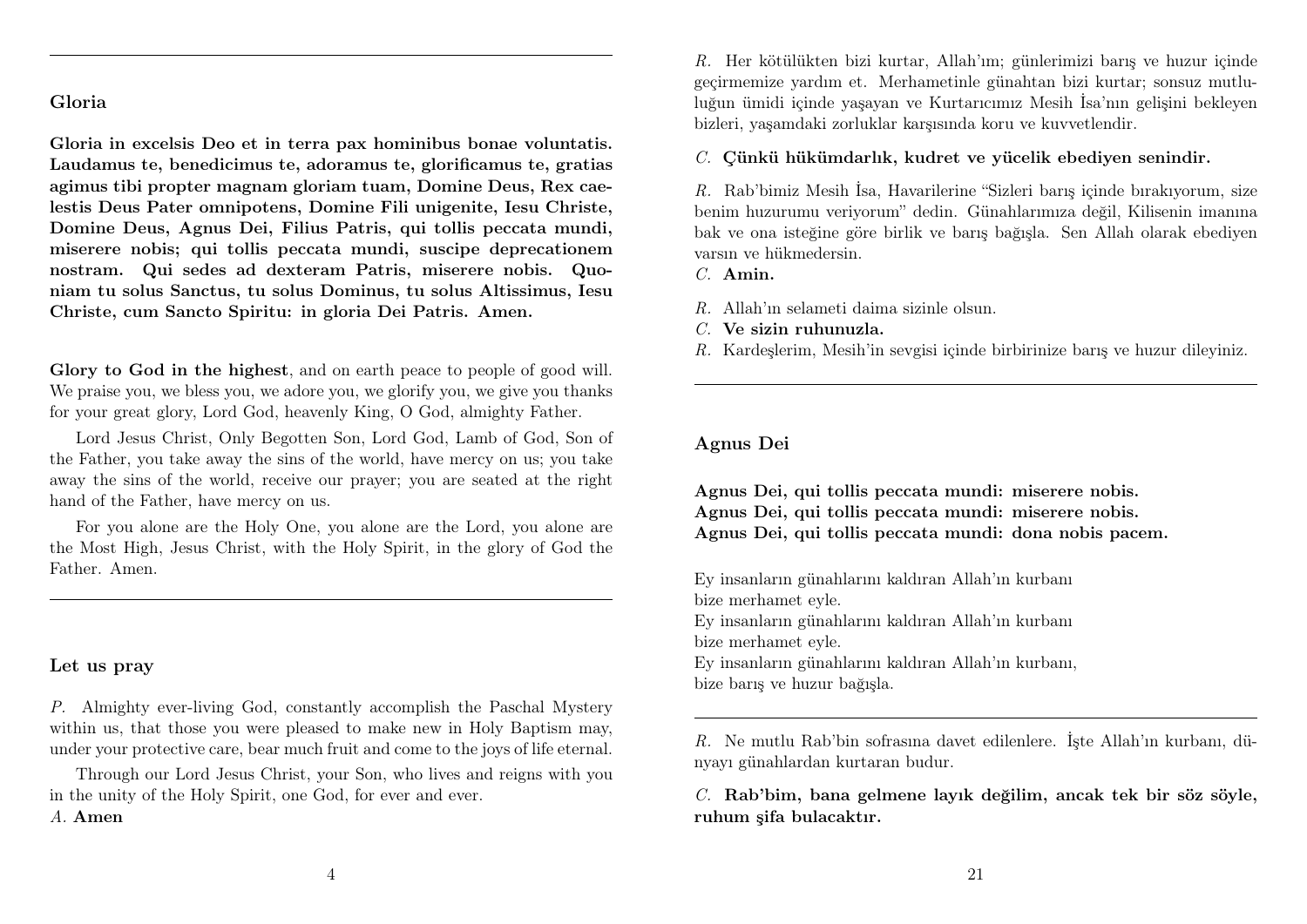## Gloria

**Gloria in excelsis Deo et in terra pax hominibus bonae voluntatis. Laudamus te, benedicimus te, adoramus te, glorificamus te, gratias agimus tibi propter magnam gloriam tuam, Domine Deus, Rex caelestis Deus Pater omnipotens, Domine Fili unigenite, Iesu Christe, Domine Deus, Agnus Dei, Filius Patris, qui tollis peccata mundi, miserere nobis; qui tollis peccata mundi, suscipe deprecationem nostram. Qui sedes ad dexteram Patris, miserere nobis. Quoniam tu solus Sanctus, tu solus Dominus, tu solus Altissimus, Iesu Christe, cum Sancto Spiritu: in gloria Dei Patris. Amen.**

**Glory to God in the highest**, and on earth peace to people of good will. We praise you, we bless you, we adore you, we glorify you, we give you thanks for your great glory, Lord God, heavenly King, O God, almighty Father.

Lord Jesus Christ, Only Begotten Son, Lord God, Lamb of God, Son of the Father, you take away the sins of the world, have mercy on us; you take away the sins of the world, receive our prayer; you are seated at the right hand of the Father, have mercy on us.

For you alone are the Holy One, you alone are the Lord, you alone are the Most High, Jesus Christ, with the Holy Spirit, in the glory of God the Father. Amen.

---

## Let us pray

*P.* Almighty ever-living God, constantly accomplish the Paschal Mystery within us, that those you were pleased to make new in Holy Baptism may, under your protective care, bear much fruit and come to the joys of life eternal.

Through our Lord Jesus Christ, your Son, who lives and reigns with you in the unity of the Holy Spirit, one God, for ever and ever.
*A.* **Amen**

*R.* Her kötülükten bizi kurtar, Allah'ım; günlerimizi barış ve huzur içinde geçirmemize yardım et. Merhametinle günahtan bizi kurtar; sonsuz mutluluğun ümidi içinde yaşayan ve Kurtarıcımız Mesih İsa'nın gelişini bekleyen bizleri, yaşamdaki zorluklar karşısında koru ve kuvvetlendir.

*C.* **Çünkü hükümdarlık, kudret ve yücelik ebediyen senindir.**

*R.* Rab'bimiz Mesih İsa, Havarilerine "Sizleri barış içinde bırakıyorum, size benim huzurumu veriyorum" dedin. Günahlarımıza değil, Kilisenin imanına bak ve ona isteğine göre birlik ve barış bağışla. Sen Allah olarak ebediyen varsın ve hükmedersin.
*C.* **Amin.**

*R.* Allah'ın selameti daima sizinle olsun.
*C.* **Ve sizin ruhunuzla.**
*R.* Kardeşlerim, Mesih'in sevgisi içinde birbirinize barış ve huzur dileyiniz.

---

## Agnus Dei

**Agnus Dei, qui tollis peccata mundi: miserere nobis.**
**Agnus Dei, qui tollis peccata mundi: miserere nobis.**
**Agnus Dei, qui tollis peccata mundi: dona nobis pacem.**

Ey insanların günahlarını kaldıran Allah'ın kurbanı
bize merhamet eyle.
Ey insanların günahlarını kaldıran Allah'ın kurbanı
bize merhamet eyle.
Ey insanların günahlarını kaldıran Allah'ın kurbanı,
bize barış ve huzur bağışla.

---

*R.* Ne mutlu Rab'bin sofrasına davet edilenlere. İşte Allah'ın kurbanı, dünyayı günahlardan kurtaran budur.

*C.* **Rab'bim, bana gelmene layık değilim, ancak tek bir söz söyle, ruhum şifa bulacaktır.**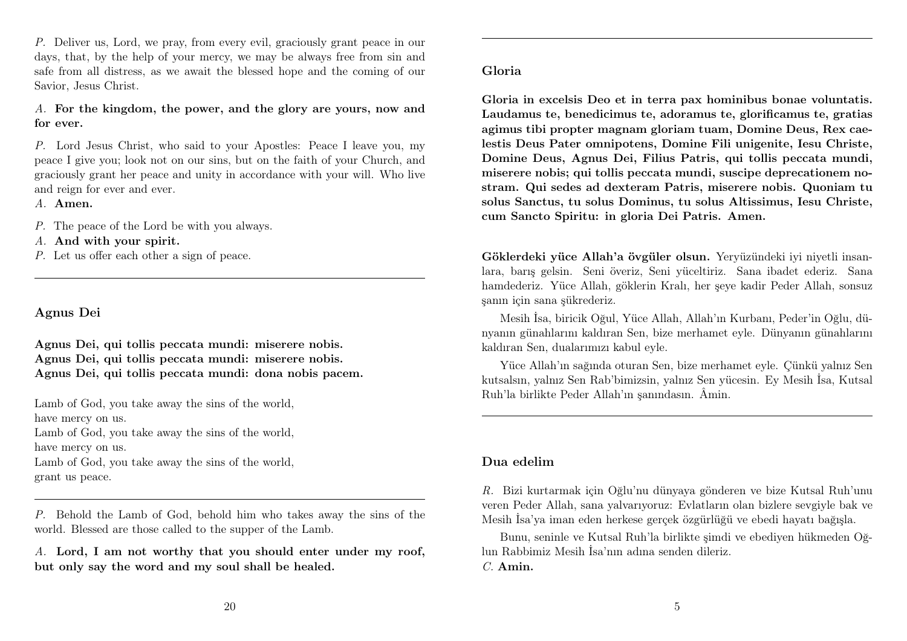*P.* Deliver us, Lord, we pray, from every evil, graciously grant peace in our days, that, by the help of your mercy, we may be always free from sin and safe from all distress, as we await the blessed hope and the coming of our Savior, Jesus Christ.

*A.* **For the kingdom, the power, and the glory are yours, now and for ever.**

*P.* Lord Jesus Christ, who said to your Apostles: Peace I leave you, my peace I give you; look not on our sins, but on the faith of your Church, and graciously grant her peace and unity in accordance with your will. Who live and reign for ever and ever.
*A.* **Amen.**

*P.* The peace of the Lord be with you always.
*A.* **And with your spirit.**
*P.* Let us offer each other a sign of peace.

---

### Agnus Dei

**Agnus Dei, qui tollis peccata mundi: miserere nobis.**
**Agnus Dei, qui tollis peccata mundi: miserere nobis.**
**Agnus Dei, qui tollis peccata mundi: dona nobis pacem.**

Lamb of God, you take away the sins of the world,
have mercy on us.
Lamb of God, you take away the sins of the world,
have mercy on us.
Lamb of God, you take away the sins of the world,
grant us peace.

---

*P.* Behold the Lamb of God, behold him who takes away the sins of the world. Blessed are those called to the supper of the Lamb.

*A.* **Lord, I am not worthy that you should enter under my roof, but only say the word and my soul shall be healed.**

---

### Gloria

**Gloria in excelsis Deo et in terra pax hominibus bonae voluntatis. Laudamus te, benedicimus te, adoramus te, glorificamus te, gratias agimus tibi propter magnam gloriam tuam, Domine Deus, Rex caelestis Deus Pater omnipotens, Domine Fili unigenite, Iesu Christe, Domine Deus, Agnus Dei, Filius Patris, qui tollis peccata mundi, miserere nobis; qui tollis peccata mundi, suscipe deprecationem nostram. Qui sedes ad dexteram Patris, miserere nobis. Quoniam tu solus Sanctus, tu solus Dominus, tu solus Altissimus, Iesu Christe, cum Sancto Spiritu: in gloria Dei Patris. Amen.**

**Göklerdeki yüce Allah'a övgüler olsun.** Yeryüzündeki iyi niyetli insanlara, barış gelsin. Seni överiz, Seni yüceltiriz. Sana ibadet ederiz. Sana hamdederiz. Yüce Allah, göklerin Kralı, her şeye kadir Peder Allah, sonsuz şanın için sana şükrederiz.

Mesih İsa, biricik Oğul, Yüce Allah, Allah'ın Kurbanı, Peder'in Oğlu, dünyanın günahlarını kaldıran Sen, bize merhamet eyle. Dünyanın günahlarını kaldıran Sen, dualarımızı kabul eyle.

Yüce Allah'ın sağında oturan Sen, bize merhamet eyle. Çünkü yalnız Sen kutsalsın, yalnız Sen Rab'bimizsin, yalnız Sen yücesin. Ey Mesih İsa, Kutsal Ruh'la birlikte Peder Allah'ın şanındasın. Âmin.

---

### Dua edelim

*R.* Bizi kurtarmak için Oğlu'nu dünyaya gönderen ve bize Kutsal Ruh'unu veren Peder Allah, sana yalvarıyoruz: Evlatların olan bizlere sevgiyle bak ve Mesih İsa'ya iman eden herkese gerçek özgürlüğü ve ebedi hayatı bağışla.

Bunu, seninle ve Kutsal Ruh'la birlikte şimdi ve ebediyen hükmeden Oğlun Rabbimiz Mesih İsa'nın adına senden dileriz.
*C.* **Amin.**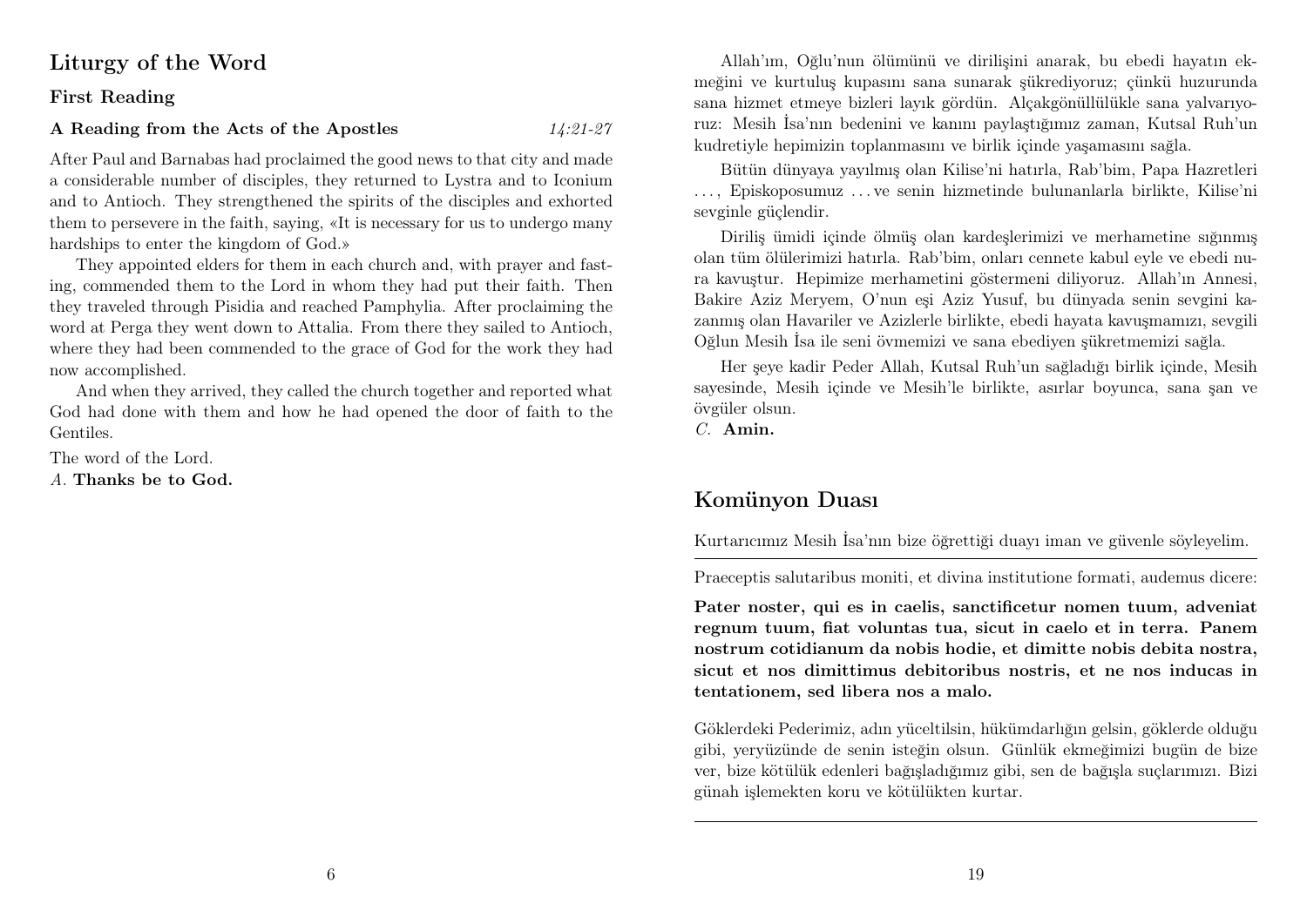# Liturgy of the Word

## First Reading

### A Reading from the Acts of the Apostles *14:21-27*

After Paul and Barnabas had proclaimed the good news to that city and made a considerable number of disciples, they returned to Lystra and to Iconium and to Antioch. They strengthened the spirits of the disciples and exhorted them to persevere in the faith, saying, «It is necessary for us to undergo many hardships to enter the kingdom of God.»

They appointed elders for them in each church and, with prayer and fasting, commended them to the Lord in whom they had put their faith. Then they traveled through Pisidia and reached Pamphylia. After proclaiming the word at Perga they went down to Attalia. From there they sailed to Antioch, where they had been commended to the grace of God for the work they had now accomplished.

And when they arrived, they called the church together and reported what God had done with them and how he had opened the door of faith to the Gentiles.

The word of the Lord.
*A.* **Thanks be to God.**

Allah'ım, Oğlu'nun ölümünü ve dirilişini anarak, bu ebedi hayatın ekmeğini ve kurtuluş kupasını sana sunarak şükrediyoruz; çünkü huzurunda sana hizmet etmeye bizleri layık gördün. Alçakgönüllülükle sana yalvarıyoruz: Mesih İsa'nın bedenini ve kanını paylaştığımız zaman, Kutsal Ruh'un kudretiyle hepimizin toplanmasını ve birlik içinde yaşamasını sağla.

Bütün dünyaya yayılmış olan Kilise'ni hatırla, Rab'bim, Papa Hazretleri . . . , Episkoposumuz . . . ve senin hizmetinde bulunanlarla birlikte, Kilise'ni sevginle güçlendir.

Diriliş ümidi içinde ölmüş olan kardeşlerimizi ve merhametine sığınmış olan tüm ölülerimizi hatırla. Rab'bim, onları cennete kabul eyle ve ebedi nura kavuştur. Hepimize merhametini göstermeni diliyoruz. Allah'ın Annesi, Bakire Aziz Meryem, O'nun eşi Aziz Yusuf, bu dünyada senin sevgini kazanmış olan Havariler ve Azizlerle birlikte, ebedi hayata kavuşmamızı, sevgili Oğlun Mesih İsa ile seni övmemizi ve sana ebediyen şükretmemizi sağla.

Her şeye kadir Peder Allah, Kutsal Ruh'un sağladığı birlik içinde, Mesih sayesinde, Mesih içinde ve Mesih'le birlikte, asırlar boyunca, sana şan ve övgüler olsun.
*C.* **Amin.**

# Komünyon Duası

Kurtarıcımız Mesih İsa'nın bize öğrettiği duayı iman ve güvenle söyleyelim.

---

Praeceptis salutaribus moniti, et divina institutione formati, audemus dicere:

**Pater noster, qui es in caelis, sanctificetur nomen tuum, adveniat regnum tuum, fiat voluntas tua, sicut in caelo et in terra. Panem nostrum cotidianum da nobis hodie, et dimitte nobis debita nostra, sicut et nos dimittimus debitoribus nostris, et ne nos inducas in tentationem, sed libera nos a malo.**

Göklerdeki Pederimiz, adın yüceltilsin, hükümdarlığın gelsin, göklerde olduğu gibi, yeryüzünde de senin isteğin olsun. Günlük ekmeğimizi bugün de bize ver, bize kötülük edenleri bağışladığımız gibi, sen de bağışla suçlarımızı. Bizi günah işlemekten koru ve kötülükten kurtar.

---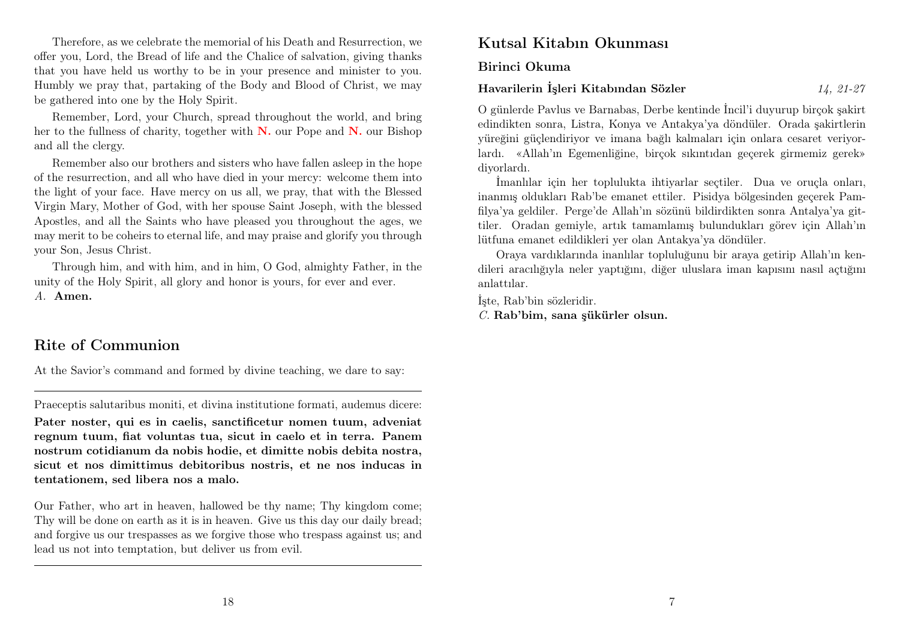Therefore, as we celebrate the memorial of his Death and Resurrection, we offer you, Lord, the Bread of life and the Chalice of salvation, giving thanks that you have held us worthy to be in your presence and minister to you. Humbly we pray that, partaking of the Body and Blood of Christ, we may be gathered into one by the Holy Spirit.

Remember, Lord, your Church, spread throughout the world, and bring her to the fullness of charity, together with **N.** our Pope and **N.** our Bishop and all the clergy.

Remember also our brothers and sisters who have fallen asleep in the hope of the resurrection, and all who have died in your mercy: welcome them into the light of your face. Have mercy on us all, we pray, that with the Blessed Virgin Mary, Mother of God, with her spouse Saint Joseph, with the blessed Apostles, and all the Saints who have pleased you throughout the ages, we may merit to be coheirs to eternal life, and may praise and glorify you through your Son, Jesus Christ.

Through him, and with him, and in him, O God, almighty Father, in the unity of the Holy Spirit, all glory and honor is yours, for ever and ever.
*A.* **Amen.**

## Rite of Communion

At the Savior's command and formed by divine teaching, we dare to say:

---

Praeceptis salutaribus moniti, et divina institutione formati, audemus dicere:

**Pater noster, qui es in caelis, sanctificetur nomen tuum, adveniat regnum tuum, fiat voluntas tua, sicut in caelo et in terra. Panem nostrum cotidianum da nobis hodie, et dimitte nobis debita nostra, sicut et nos dimittimus debitoribus nostris, et ne nos inducas in tentationem, sed libera nos a malo.**

Our Father, who art in heaven, hallowed be thy name; Thy kingdom come; Thy will be done on earth as it is in heaven. Give us this day our daily bread; and forgive us our trespasses as we forgive those who trespass against us; and lead us not into temptation, but deliver us from evil.

---

## Kutsal Kitabın Okunması

### Birinci Okuma

#### Havarilerin İşleri Kitabından Sözler — *14, 21-27*

O günlerde Pavlus ve Barnabas, Derbe kentinde İncil'i duyurup birçok şakirt edindikten sonra, Listra, Konya ve Antakya'ya döndüler. Orada şakirtlerin yüreğini güçlendiriyor ve imana bağlı kalmaları için onlara cesaret veriyorlardı. «Allah'ın Egemenliğine, birçok sıkıntıdan geçerek girmemiz gerek» diyorlardı.

İmanlılar için her toplulukta ihtiyarlar seçtiler. Dua ve oruçla onları, inanmış oldukları Rab'be emanet ettiler. Pisidya bölgesinden geçerek Pamfilya'ya geldiler. Perge'de Allah'ın sözünü bildirdikten sonra Antalya'ya gittiler. Oradan gemiyle, artık tamamlamış bulundukları görev için Allah'ın lütfuna emanet edildikleri yer olan Antakya'ya döndüler.

Oraya vardıklarında inanlılar topluluğunu bir araya getirip Allah'ın kendileri aracılığıyla neler yaptığını, diğer uluslara iman kapısını nasıl açtığını anlattılar.

İşte, Rab'bin sözleridir.
*C.* **Rab'bim, sana şükürler olsun.**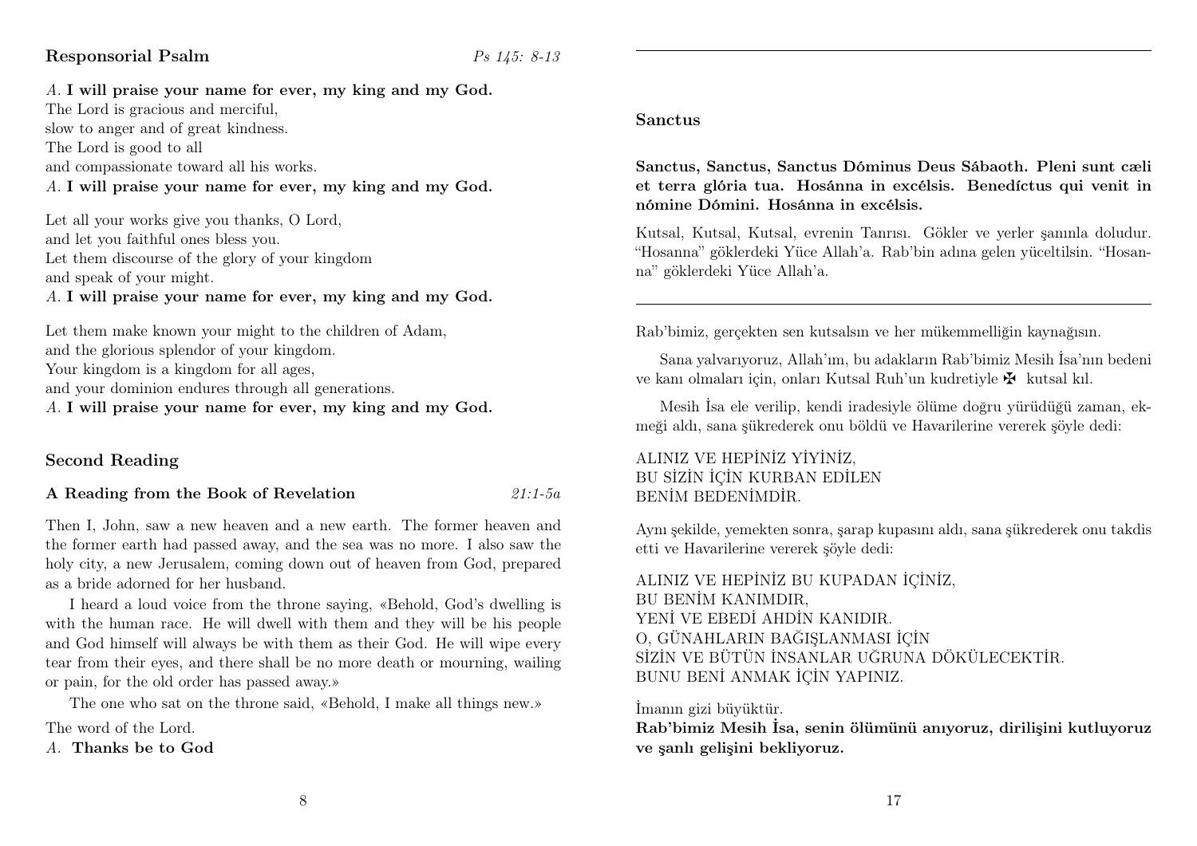## Responsorial Psalm

*Ps 145: 8-13*

*A.* **I will praise your name for ever, my king and my God.**
The Lord is gracious and merciful,
slow to anger and of great kindness.
The Lord is good to all
and compassionate toward all his works.
*A.* **I will praise your name for ever, my king and my God.**

Let all your works give you thanks, O Lord,
and let you faithful ones bless you.
Let them discourse of the glory of your kingdom
and speak of your might.
*A.* **I will praise your name for ever, my king and my God.**

Let them make known your might to the children of Adam,
and the glorious splendor of your kingdom.
Your kingdom is a kingdom for all ages,
and your dominion endures through all generations.
*A.* **I will praise your name for ever, my king and my God.**

## Second Reading

### A Reading from the Book of Revelation

*21:1-5a*

Then I, John, saw a new heaven and a new earth. The former heaven and the former earth had passed away, and the sea was no more. I also saw the holy city, a new Jerusalem, coming down out of heaven from God, prepared as a bride adorned for her husband.

I heard a loud voice from the throne saying, «Behold, God's dwelling is with the human race. He will dwell with them and they will be his people and God himself will always be with them as their God. He will wipe every tear from their eyes, and there shall be no more death or mourning, wailing or pain, for the old order has passed away.»

The one who sat on the throne said, «Behold, I make all things new.»

The word of the Lord.
*A.* **Thanks be to God**

---

## Sanctus

**Sanctus, Sanctus, Sanctus Dóminus Deus Sábaoth. Pleni sunt cæli et terra glória tua. Hosánna in excélsis. Benedíctus qui venit in nómine Dómini. Hosánna in excélsis.**

Kutsal, Kutsal, Kutsal, evrenin Tanrısı. Gökler ve yerler şanınla doludur. "Hosanna" göklerdeki Yüce Allah'a. Rab'bin adına gelen yüceltilsin. "Hosanna" göklerdeki Yüce Allah'a.

---

Rab'bimiz, gerçekten sen kutsalsın ve her mükemmelliğin kaynağısın.

Sana yalvarıyoruz, Allah'ım, bu adakların Rab'bimiz Mesih İsa'nın bedeni ve kanı olmaları için, onları Kutsal Ruh'un kudretiyle ✠ kutsal kıl.

Mesih İsa ele verilip, kendi iradesiyle ölüme doğru yürüdüğü zaman, ekmeği aldı, sana şükrederek onu böldü ve Havarilerine vererek şöyle dedi:

ALINIZ VE HEPİNİZ YİYİNİZ,
BU SİZİN İÇİN KURBAN EDİLEN
BENİM BEDENİMDİR.

Aynı şekilde, yemekten sonra, şarap kupasını aldı, sana şükrederek onu takdis etti ve Havarilerine vererek şöyle dedi:

ALINIZ VE HEPİNİZ BU KUPADAN İÇİNİZ,
BU BENİM KANIMDIR,
YENİ VE EBEDİ AHDİN KANIDIR.
O, GÜNAHLARIN BAĞIŞLANMASI İÇİN
SİZİN VE BÜTÜN İNSANLAR UĞRUNA DÖKÜLECEKTİR.
BUNU BENİ ANMAK İÇİN YAPINIZ.

İmanın gizi büyüktür.
**Rab'bimiz Mesih İsa, senin ölümünü anıyoruz, dirilişini kutluyoruz ve şanlı gelişini bekliyoruz.**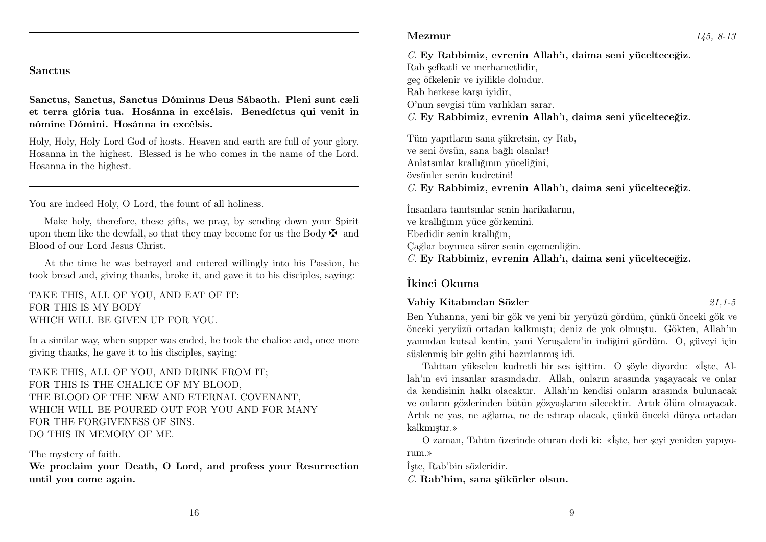---

### Sanctus

**Sanctus, Sanctus, Sanctus Dómінus Deus Sábaoth. Pleni sunt cæli et terra glória tua. Hosánna in excélsis. Benedíctus qui venit in nómine Dómini. Hosánna in excélsis.**

Holy, Holy, Holy Lord God of hosts. Heaven and earth are full of your glory. Hosanna in the highest. Blessed is he who comes in the name of the Lord. Hosanna in the highest.

---

You are indeed Holy, O Lord, the fount of all holiness.

Make holy, therefore, these gifts, we pray, by sending down your Spirit upon them like the dewfall, so that they may become for us the Body ✠ and Blood of our Lord Jesus Christ.

At the time he was betrayed and entered willingly into his Passion, he took bread and, giving thanks, broke it, and gave it to his disciples, saying:

TAKE THIS, ALL OF YOU, AND EAT OF IT:
FOR THIS IS MY BODY
WHICH WILL BE GIVEN UP FOR YOU.

In a similar way, when supper was ended, he took the chalice and, once more giving thanks, he gave it to his disciples, saying:

TAKE THIS, ALL OF YOU, AND DRINK FROM IT;
FOR THIS IS THE CHALICE OF MY BLOOD,
THE BLOOD OF THE NEW AND ETERNAL COVENANT,
WHICH WILL BE POURED OUT FOR YOU AND FOR MANY
FOR THE FORGIVENESS OF SINS.
DO THIS IN MEMORY OF ME.

The mystery of faith.
**We proclaim your Death, O Lord, and profess your Resurrection until you come again.**

### Mezmur *145, 8-13*

*C.* **Ey Rabbimiz, evrenin Allah'ı, daima seni yücelteceğiz.**
Rab şefkatli ve merhametlidir,
geç öfkelenir ve iyilikle doludur.
Rab herkese karşı iyidir,
O'nun sevgisi tüm varlıkları sarar.
*C.* **Ey Rabbimiz, evrenin Allah'ı, daima seni yücelteceğiz.**

Tüm yapıtların sana şükretsin, ey Rab,
ve seni övsün, sana bağlı olanlar!
Anlatsınlar krallığının yüceliğini,
övsünler senin kudretini!
*C.* **Ey Rabbimiz, evrenin Allah'ı, daima seni yücelteceğiz.**

İnsanlara tanıtsınlar senin harikalarını,
ve krallığının yüce görkemini.
Ebedidir senin krallığın,
Çağlar boyunca sürer senin egemenliğin.
*C.* **Ey Rabbimiz, evrenin Allah'ı, daima seni yücelteceğiz.**

## İkinci Okuma

**Vahiy Kitabından Sözler** *21,1-5*

Ben Yuhanna, yeni bir gök ve yeni bir yeryüzü gördüm, çünkü önceki gök ve önceki yeryüzü ortadan kalkmıştı; deniz de yok olmuştu. Gökten, Allah'ın yanından kutsal kentin, yani Yeruşalem'in indiğini gördüm. O, güveyi için süslenmiş bir gelin gibi hazırlanmış idi.

Tahttan yükselen kudretli bir ses işittim. O şöyle diyordu: «İşte, Allah'ın evi insanlar arasındadır. Allah, onların arasında yaşayacak ve onlar da kendisinin halkı olacaktır. Allah'ın kendisi onların arasında bulunacak ve onların gözlerinden bütün gözyaşlarını silecektir. Artık ölüm olmayacak. Artık ne yas, ne ağlama, ne de ıstırap olacak, çünkü önceki dünya ortadan kalkmıştır.»

O zaman, Tahtın üzerinde oturan dedi ki: «İşte, her şeyi yeniden yapıyorum.»

İşte, Rab'bin sözleridir.
*C.* **Rab'bim, sana şükürler olsun.**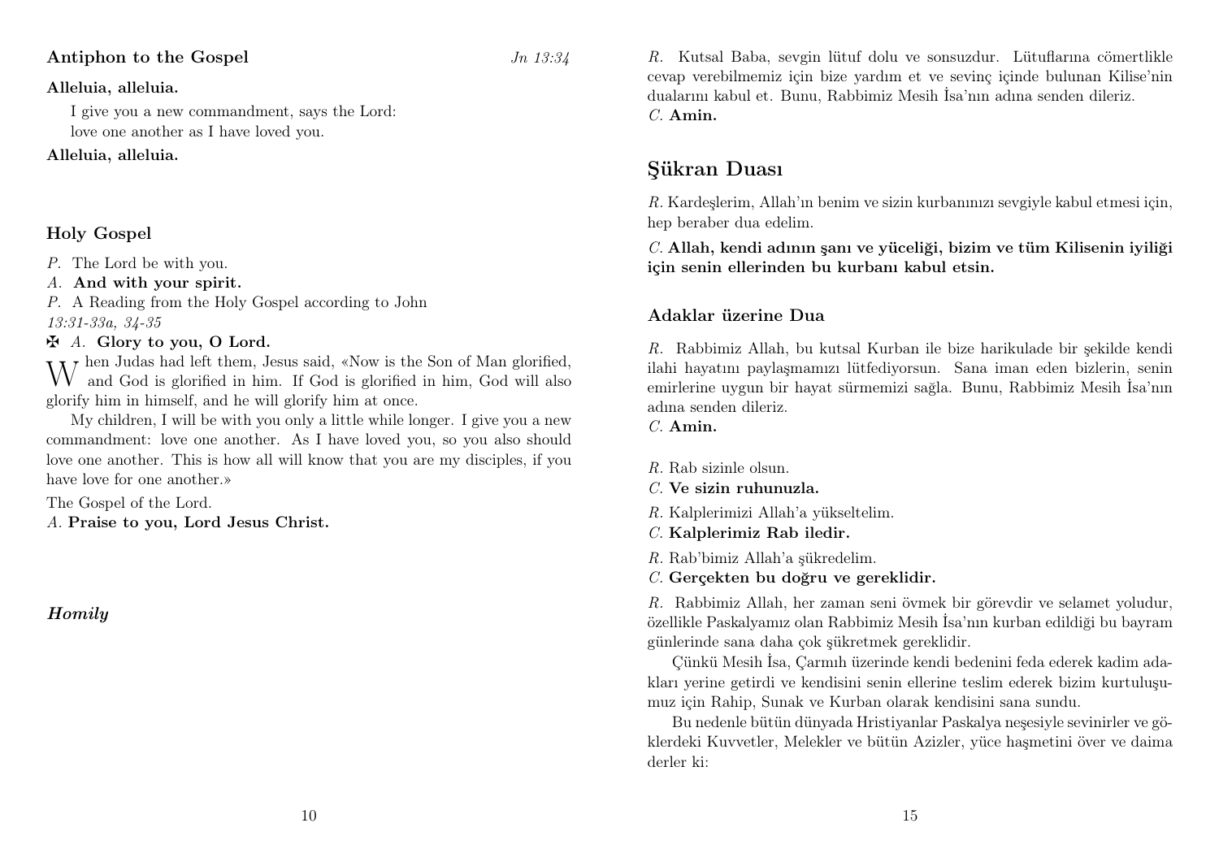### Antiphon to the Gospel

*Jn 13:34*

**Alleluia, alleluia.**

I give you a new commandment, says the Lord:
love one another as I have loved you.

**Alleluia, alleluia.**

### Holy Gospel

*P.* The Lord be with you.

*A.* **And with your spirit.**

*P.* A Reading from the Holy Gospel according to John
*13:31-33a, 34-35*

✠ *A.* **Glory to you, O Lord.**

When Judas had left them, Jesus said, «Now is the Son of Man glorified, and God is glorified in him. If God is glorified in him, God will also glorify him in himself, and he will glorify him at once.

My children, I will be with you only a little while longer. I give you a new commandment: love one another. As I have loved you, so you also should love one another. This is how all will know that you are my disciples, if you have love for one another.»

The Gospel of the Lord.

*A.* **Praise to you, Lord Jesus Christ.**

### *Homily*

*R.* Kutsal Baba, sevgin lütuf dolu ve sonsuzdur. Lütuflarına cömertlikle cevap verebilmemiz için bize yardım et ve sevinç içinde bulunan Kilise'nin dualarını kabul et. Bunu, Rabbimiz Mesih İsa'nın adına senden dileriz.

*C.* **Amin.**

## Şükran Duası

*R.* Kardeşlerim, Allah'ın benim ve sizin kurbanınızı sevgiyle kabul etmesi için, hep beraber dua edelim.

*C.* **Allah, kendi adının şanı ve yüceliği, bizim ve tüm Kilisenin iyiliği için senin ellerinden bu kurbanı kabul etsin.**

### Adaklar üzerine Dua

*R.* Rabbimiz Allah, bu kutsal Kurban ile bize harikulade bir şekilde kendi ilahi hayatını paylaşmamızı lütfediyorsun. Sana iman eden bizlerin, senin emirlerine uygun bir hayat sürmemizi sağla. Bunu, Rabbimiz Mesih İsa'nın adına senden dileriz.

*C.* **Amin.**

*R.* Rab sizinle olsun.

*C.* **Ve sizin ruhunuzla.**

*R.* Kalplerimizi Allah'a yükseltelim.

*C.* **Kalplerimiz Rab iledir.**

*R.* Rab'bimiz Allah'a şükredelim.

*C.* **Gerçekten bu doğru ve gereklidir.**

*R.* Rabbimiz Allah, her zaman seni övmek bir görevdir ve selamet yoludur, özellikle Paskalyamız olan Rabbimiz Mesih İsa'nın kurban edildiği bu bayram günlerinde sana daha çok şükretmek gereklidir.

Çünkü Mesih İsa, Çarmıh üzerinde kendi bedenini feda ederek kadim adakları yerine getirdi ve kendisini senin ellerine teslim ederek bizim kurtuluşumuz için Rahip, Sunak ve Kurban olarak kendisini sana sundu.

Bu nedenle bütün dünyada Hristiyanlar Paskalya neşesiyle sevinirler ve göklerdeki Kuvvetler, Melekler ve bütün Azizler, yüce haşmetini över ve daima derler ki: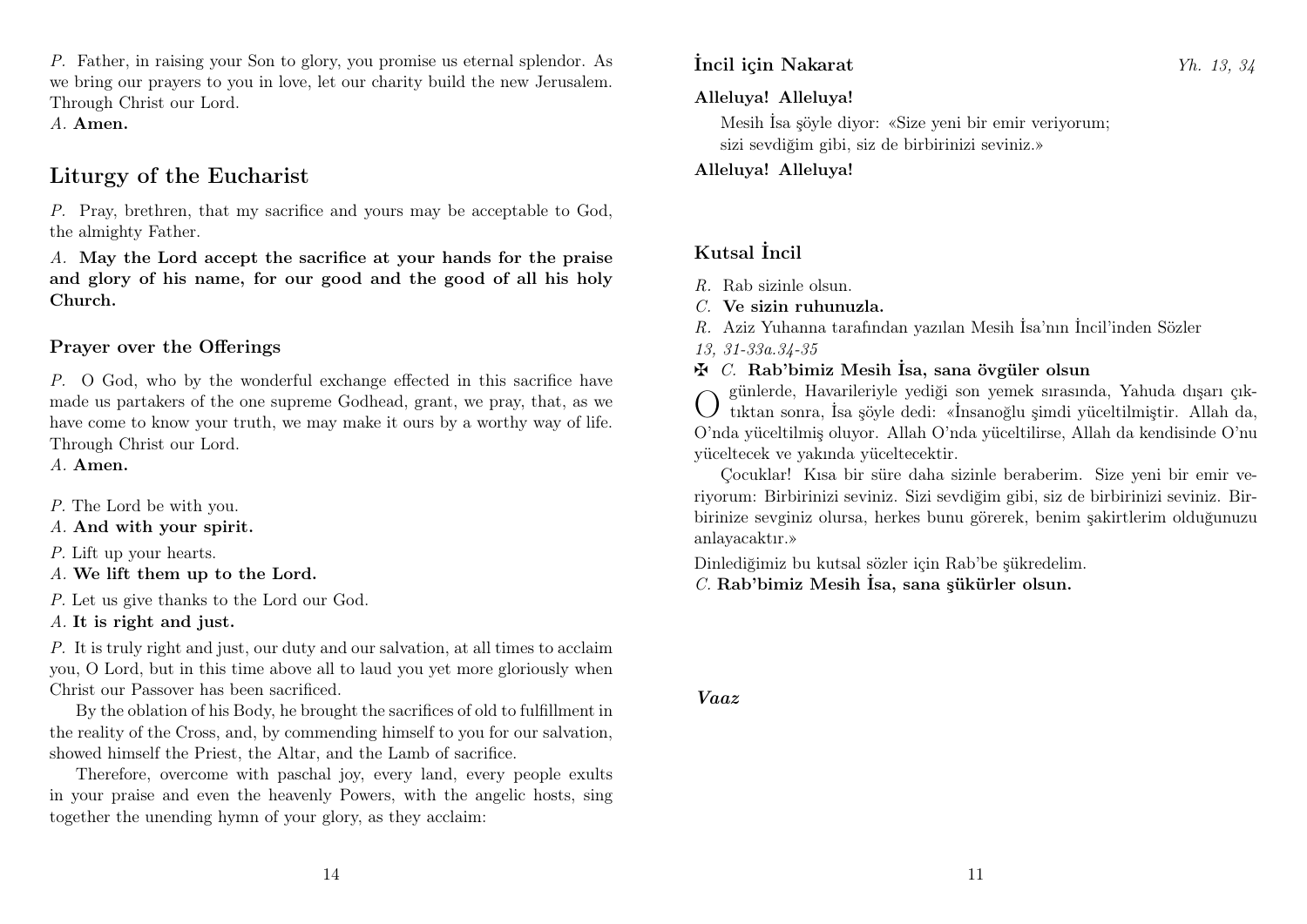*P.* Father, in raising your Son to glory, you promise us eternal splendor. As we bring our prayers to you in love, let our charity build the new Jerusalem. Through Christ our Lord.
*A.* **Amen.**

## Liturgy of the Eucharist

*P.* Pray, brethren, that my sacrifice and yours may be acceptable to God, the almighty Father.

*A.* **May the Lord accept the sacrifice at your hands for the praise and glory of his name, for our good and the good of all his holy Church.**

### Prayer over the Offerings

*P.* O God, who by the wonderful exchange effected in this sacrifice have made us partakers of the one supreme Godhead, grant, we pray, that, as we have come to know your truth, we may make it ours by a worthy way of life. Through Christ our Lord.
*A.* **Amen.**

*P.* The Lord be with you.
*A.* **And with your spirit.**

*P.* Lift up your hearts.
*A.* **We lift them up to the Lord.**

*P.* Let us give thanks to the Lord our God.
*A.* **It is right and just.**

*P.* It is truly right and just, our duty and our salvation, at all times to acclaim you, O Lord, but in this time above all to laud you yet more gloriously when Christ our Passover has been sacrificed.

By the oblation of his Body, he brought the sacrifices of old to fulfillment in the reality of the Cross, and, by commending himself to you for our salvation, showed himself the Priest, the Altar, and the Lamb of sacrifice.

Therefore, overcome with paschal joy, every land, every people exults in your praise and even the heavenly Powers, with the angelic hosts, sing together the unending hymn of your glory, as they acclaim:

### İncil için Nakarat *Yh. 13, 34*

**Alleluya! Alleluya!**

Mesih İsa şöyle diyor: «Size yeni bir emir veriyorum;
sizi sevdiğim gibi, siz de birbirinizi seviniz.»

**Alleluya! Alleluya!**

### Kutsal İncil

*R.* Rab sizinle olsun.
*C.* **Ve sizin ruhunuzla.**
*R.* Aziz Yuhanna tarafından yazılan Mesih İsa'nın İncil'inden Sözler
*13, 31-33a.34-35*
✠ *C.* **Rab'bimiz Mesih İsa, sana övgüler olsun**

O günlerde, Havarileriyle yediği son yemek sırasında, Yahuda dışarı çıktıktan sonra, İsa şöyle dedi: «İnsanoğlu şimdi yüceltilmiştir. Allah da, O'nda yüceltilmiş oluyor. Allah O'nda yüceltilirse, Allah da kendisinde O'nu yüceltecek ve yakında yüceltecektir.

Çocuklar! Kısa bir süre daha sizinle beraberim. Size yeni bir emir veriyorum: Birbirinizi seviniz. Sizi sevdiğim gibi, siz de birbirinizi seviniz. Birbirinize sevginiz olursa, herkes bunu görerek, benim şakirtlerim olduğunuzu anlayacaktır.»

Dinlediğimiz bu kutsal sözler için Rab'be şükredelim.
*C.* **Rab'bimiz Mesih İsa, sana şükürler olsun.**

***Vaaz***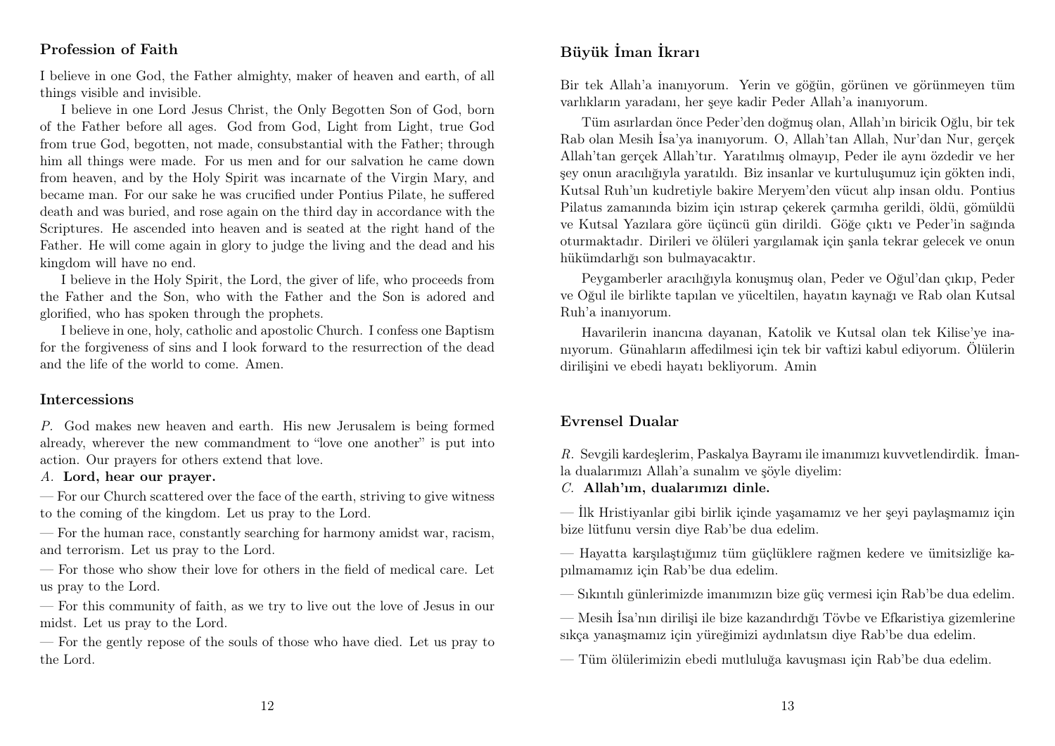## Profession of Faith

I believe in one God, the Father almighty, maker of heaven and earth, of all things visible and invisible.

I believe in one Lord Jesus Christ, the Only Begotten Son of God, born of the Father before all ages. God from God, Light from Light, true God from true God, begotten, not made, consubstantial with the Father; through him all things were made. For us men and for our salvation he came down from heaven, and by the Holy Spirit was incarnate of the Virgin Mary, and became man. For our sake he was crucified under Pontius Pilate, he suffered death and was buried, and rose again on the third day in accordance with the Scriptures. He ascended into heaven and is seated at the right hand of the Father. He will come again in glory to judge the living and the dead and his kingdom will have no end.

I believe in the Holy Spirit, the Lord, the giver of life, who proceeds from the Father and the Son, who with the Father and the Son is adored and glorified, who has spoken through the prophets.

I believe in one, holy, catholic and apostolic Church. I confess one Baptism for the forgiveness of sins and I look forward to the resurrection of the dead and the life of the world to come. Amen.

## Intercessions

*P.* God makes new heaven and earth. His new Jerusalem is being formed already, wherever the new commandment to "love one another" is put into action. Our prayers for others extend that love.

*A.* **Lord, hear our prayer.**

— For our Church scattered over the face of the earth, striving to give witness to the coming of the kingdom. Let us pray to the Lord.

— For the human race, constantly searching for harmony amidst war, racism, and terrorism. Let us pray to the Lord.

— For those who show their love for others in the field of medical care. Let us pray to the Lord.

— For this community of faith, as we try to live out the love of Jesus in our midst. Let us pray to the Lord.

— For the gently repose of the souls of those who have died. Let us pray to the Lord.

## Büyük İman İkrarı

Bir tek Allah'a inanıyorum. Yerin ve göğün, görünen ve görünmeyen tüm varlıkların yaradanı, her şeye kadir Peder Allah'a inanıyorum.

Tüm asırlardan önce Peder'den doğmuş olan, Allah'ın biricik Oğlu, bir tek Rab olan Mesih İsa'ya inanıyorum. O, Allah'tan Allah, Nur'dan Nur, gerçek Allah'tan gerçek Allah'tır. Yaratılmış olmayıp, Peder ile aynı özdedir ve her şey onun aracılığıyla yaratıldı. Biz insanlar ve kurtuluşumuz için gökten indi, Kutsal Ruh'un kudretiyle bakire Meryem'den vücut alıp insan oldu. Pontius Pilatus zamanında bizim için ıstırap çekerek çarmıha gerildi, öldü, gömüldü ve Kutsal Yazılara göre üçüncü gün dirildi. Göğe çıktı ve Peder'in sağında oturmaktadır. Dirileri ve ölüleri yargılamak için şanla tekrar gelecek ve onun hükümdarlığı son bulmayacaktır.

Peygamberler aracılığıyla konuşmuş olan, Peder ve Oğul'dan çıkıp, Peder ve Oğul ile birlikte tapılan ve yüceltilen, hayatın kaynağı ve Rab olan Kutsal Ruh'a inanıyorum.

Havarilerin inancına dayanan, Katolik ve Kutsal olan tek Kilise'ye inanıyorum. Günahların affedilmesi için tek bir vaftizi kabul ediyorum. Ölülerin dirilişini ve ebedi hayatı bekliyorum. Amin

## Evrensel Dualar

*R.* Sevgili kardeşlerim, Paskalya Bayramı ile imanımızı kuvvetlendirdik. İmanla dualarımızı Allah'a sunalım ve şöyle diyelim:

*C.* **Allah'ım, dualarımızı dinle.**

— İlk Hristiyanlar gibi birlik içinde yaşamamız ve her şeyi paylaşmamız için bize lütfunu versin diye Rab'be dua edelim.

— Hayatta karşılaştığımız tüm güçlüklere rağmen kedere ve ümitsizliğe kapılmamamız için Rab'be dua edelim.

— Sıkıntılı günlerimizde imanımızın bize güç vermesi için Rab'be dua edelim.

— Mesih İsa'nın dirilişi ile bize kazandırdığı Tövbe ve Efkaristiya gizemlerine sıkça yanaşmamız için yüreğimizi aydınlatsın diye Rab'be dua edelim.

— Tüm ölülerimizin ebedi mutluluğa kavuşması için Rab'be dua edelim.